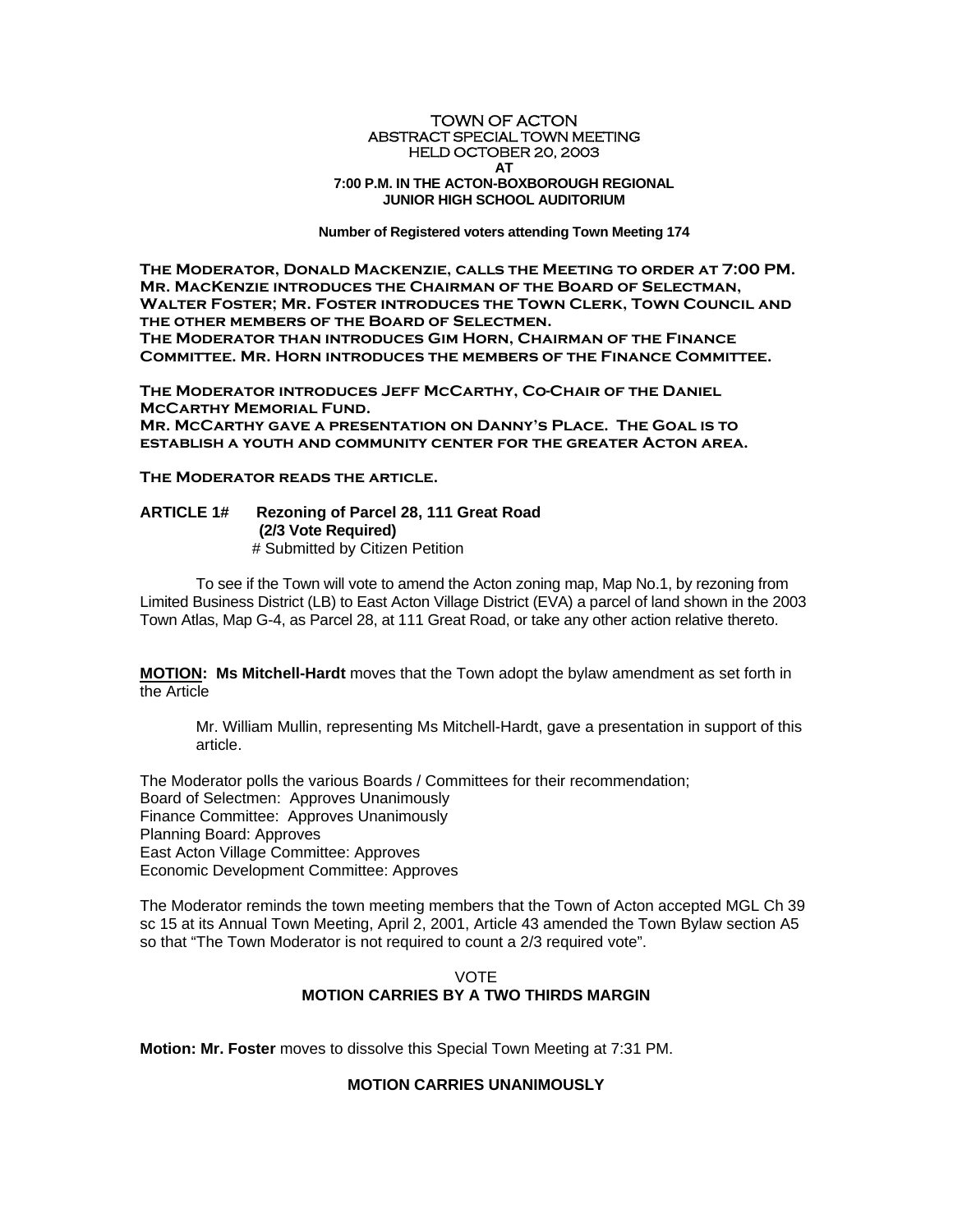# TOWN OF ACTON
## ABSTRACT SPECIAL TOWN MEETING
## HELD OCTOBER 20, 2003
## AT
## 7:00 P.M. IN THE ACTON-BOXBOROUGH REGIONAL JUNIOR HIGH SCHOOL AUDITORIUM

**Number of Registered voters attending Town Meeting 174**

**The Moderator, Donald Mackenzie, calls the Meeting to order at 7:00 PM. Mr. MacKenzie introduces the Chairman of the Board of Selectman, Walter Foster; Mr. Foster introduces the Town Clerk, Town Council and the other members of the Board of Selectmen.**
**The Moderator than introduces Gim Horn, Chairman of the Finance Committee. Mr. Horn introduces the members of the Finance Committee.**

**The Moderator introduces Jeff McCarthy, Co-Chair of the Daniel McCarthy Memorial Fund.**
**Mr. McCarthy gave a presentation on Danny's Place. The Goal is to establish a youth and community center for the greater Acton area.**

**The Moderator reads the article.**

**ARTICLE 1# Rezoning of Parcel 28, 111 Great Road**
**(2/3 Vote Required)**
# Submitted by Citizen Petition

To see if the Town will vote to amend the Acton zoning map, Map No.1, by rezoning from Limited Business District (LB) to East Acton Village District (EVA) a parcel of land shown in the 2003 Town Atlas, Map G-4, as Parcel 28, at 111 Great Road, or take any other action relative thereto.

**MOTION: Ms Mitchell-Hardt** moves that the Town adopt the bylaw amendment as set forth in the Article

Mr. William Mullin, representing Ms Mitchell-Hardt, gave a presentation in support of this article.

The Moderator polls the various Boards / Committees for their recommendation;
Board of Selectmen: Approves Unanimously
Finance Committee: Approves Unanimously
Planning Board: Approves
East Acton Village Committee: Approves
Economic Development Committee: Approves

The Moderator reminds the town meeting members that the Town of Acton accepted MGL Ch 39 sc 15 at its Annual Town Meeting, April 2, 2001, Article 43 amended the Town Bylaw section A5 so that "The Town Moderator is not required to count a 2/3 required vote".

VOTE
**MOTION CARRIES BY A TWO THIRDS MARGIN**

**Motion: Mr. Foster** moves to dissolve this Special Town Meeting at 7:31 PM.

**MOTION CARRIES UNANIMOUSLY**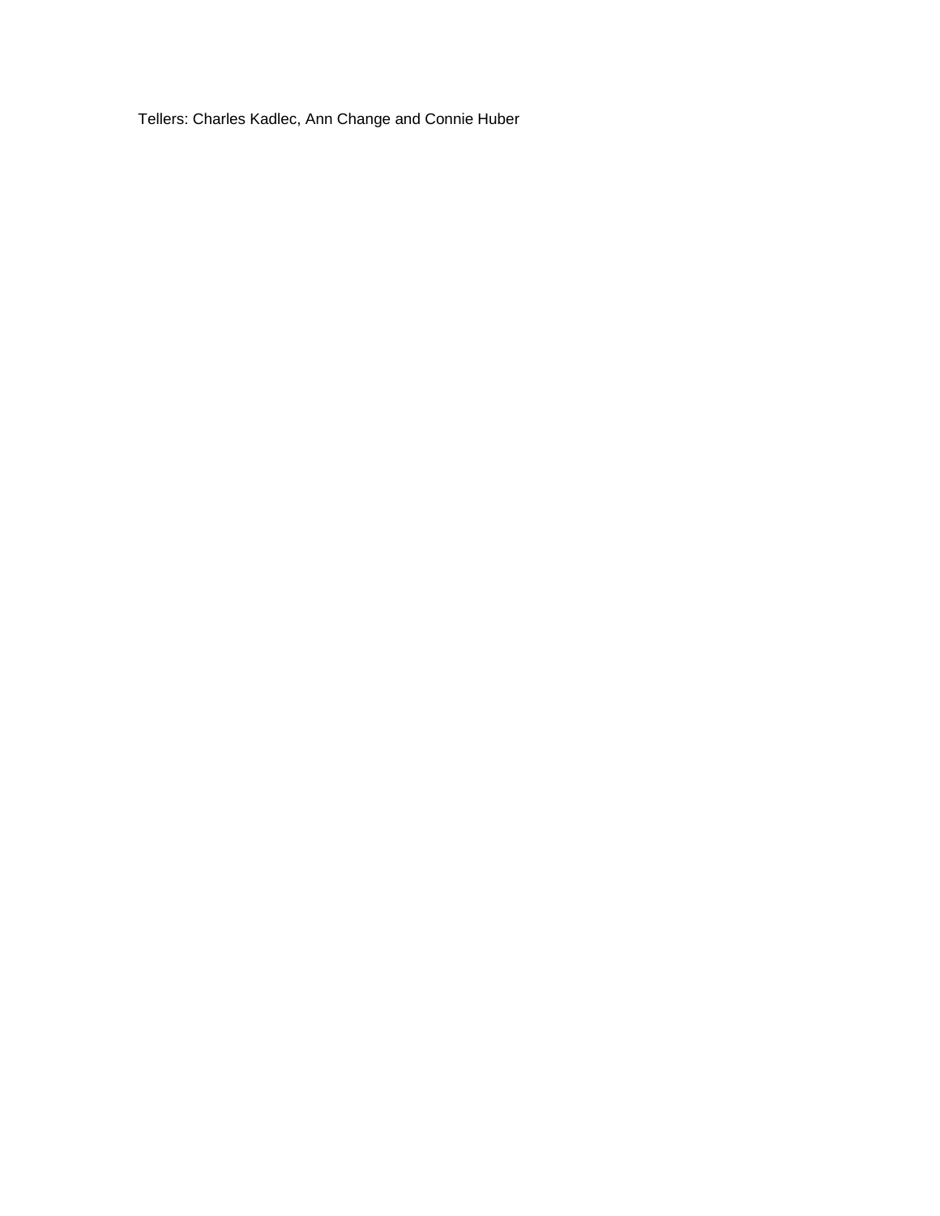Tellers: Charles Kadlec, Ann Change and Connie Huber